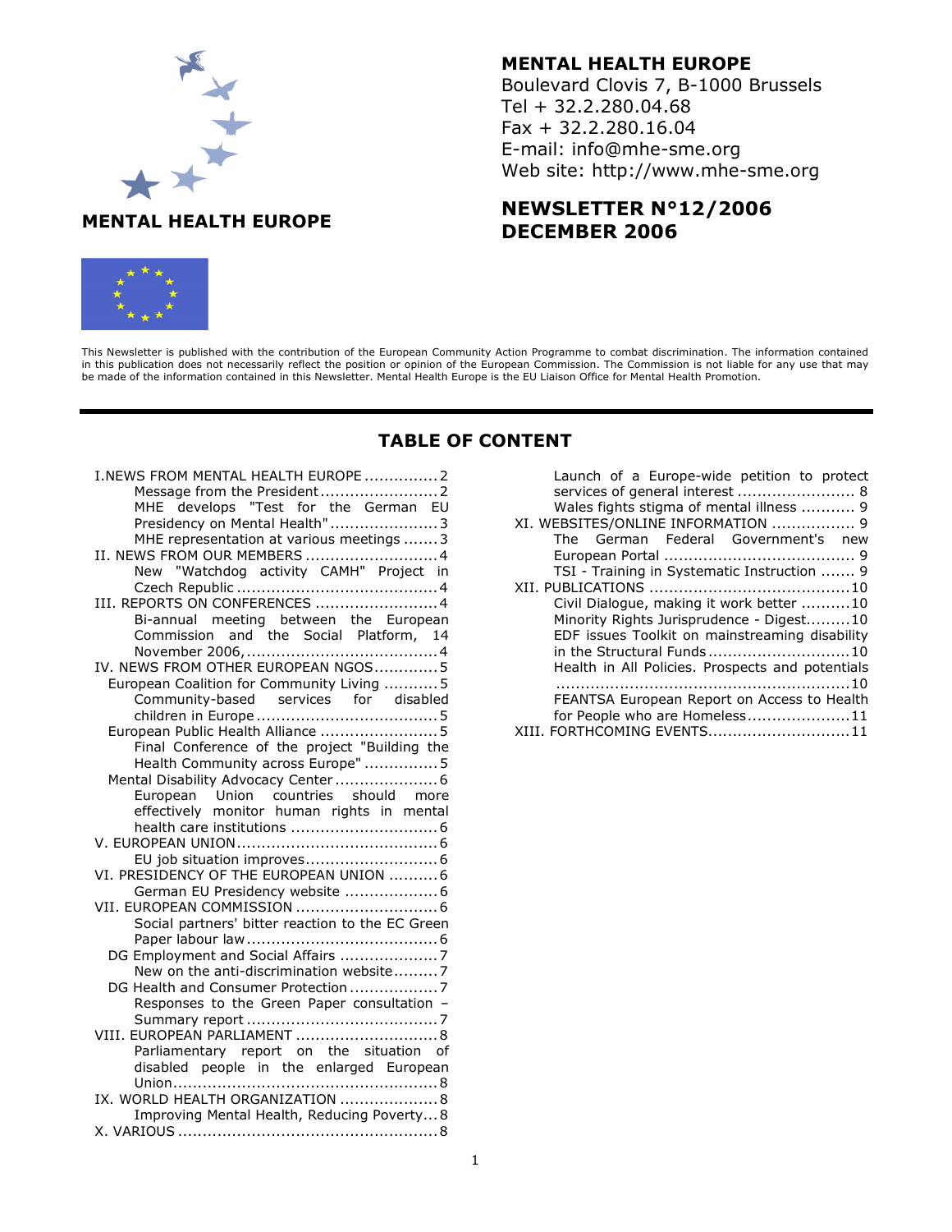# MENTAL HEALTH EUROPE

**MENTAL HEALTH EUROPE**
Boulevard Clovis 7, B-1000 Brussels
Tel + 32.2.280.04.68
Fax + 32.2.280.16.04
E-mail: info@mhe-sme.org
Web site: http://www.mhe-sme.org

## NEWSLETTER N°12/2006
## DECEMBER 2006

This Newsletter is published with the contribution of the European Community Action Programme to combat discrimination. The information contained in this publication does not necessarily reflect the position or opinion of the European Commission. The Commission is not liable for any use that may be made of the information contained in this Newsletter. Mental Health Europe is the EU Liaison Office for Mental Health Promotion.

---

## TABLE OF CONTENT

I. NEWS FROM MENTAL HEALTH EUROPE ............... 2
- Message from the President ........................ 2
- MHE develops "Test for the German EU Presidency on Mental Health" ...................... 3
- MHE representation at various meetings ....... 3

II. NEWS FROM OUR MEMBERS ........................... 4
- New "Watchdog activity CAMH" Project in Czech Republic ......................................... 4

III. REPORTS ON CONFERENCES ......................... 4
- Bi-annual meeting between the European Commission and the Social Platform, 14 November 2006, ....................................... 4

IV. NEWS FROM OTHER EUROPEAN NGOS ............. 5
- European Coalition for Community Living ........... 5
  - Community-based services for disabled children in Europe ..................................... 5
- European Public Health Alliance ........................ 5
  - Final Conference of the project "Building the Health Community across Europe" ............... 5
- Mental Disability Advocacy Center ..................... 6
  - European Union countries should more effectively monitor human rights in mental health care institutions .............................. 6

V. EUROPEAN UNION ......................................... 6
- EU job situation improves ........................... 6

VI. PRESIDENCY OF THE EUROPEAN UNION .......... 6
- German EU Presidency website ................... 6

VII. EUROPEAN COMMISSION ............................. 6
- Social partners' bitter reaction to the EC Green Paper labour law ....................................... 6
- DG Employment and Social Affairs .................... 7
  - New on the anti-discrimination website ......... 7
- DG Health and Consumer Protection .................. 7
  - Responses to the Green Paper consultation – Summary report ....................................... 7

VIII. EUROPEAN PARLIAMENT ............................. 8
- Parliamentary report on the situation of disabled people in the enlarged European Union ...................................................... 8

IX. WORLD HEALTH ORGANIZATION .................... 8
- Improving Mental Health, Reducing Poverty ... 8

X. VARIOUS ..................................................... 8
- Launch of a Europe-wide petition to protect services of general interest ........................ 8
- Wales fights stigma of mental illness ........... 9

XI. WEBSITES/ONLINE INFORMATION ................. 9
- The German Federal Government's new European Portal ....................................... 9
- TSI - Training in Systematic Instruction ....... 9

XII. PUBLICATIONS ......................................... 10
- Civil Dialogue, making it work better .......... 10
- Minority Rights Jurisprudence - Digest......... 10
- EDF issues Toolkit on mainstreaming disability in the Structural Funds ............................. 10
- Health in All Policies. Prospects and potentials ........................................................... 10
- FEANTSA European Report on Access to Health for People who are Homeless..................... 11

XIII. FORTHCOMING EVENTS............................. 11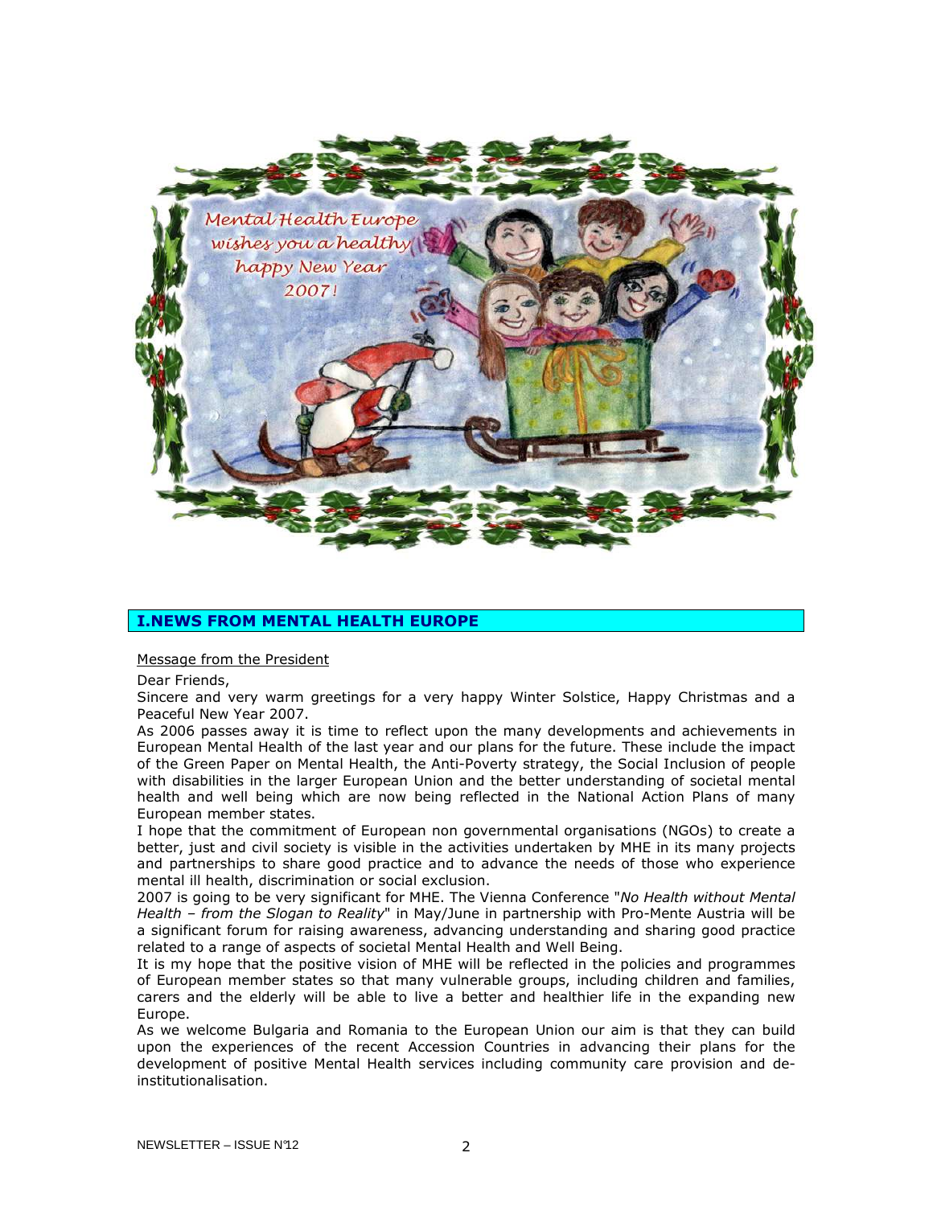## I.NEWS FROM MENTAL HEALTH EUROPE

Message from the President

Dear Friends,

Sincere and very warm greetings for a very happy Winter Solstice, Happy Christmas and a Peaceful New Year 2007.

As 2006 passes away it is time to reflect upon the many developments and achievements in European Mental Health of the last year and our plans for the future. These include the impact of the Green Paper on Mental Health, the Anti-Poverty strategy, the Social Inclusion of people with disabilities in the larger European Union and the better understanding of societal mental health and well being which are now being reflected in the National Action Plans of many European member states.

I hope that the commitment of European non governmental organisations (NGOs) to create a better, just and civil society is visible in the activities undertaken by MHE in its many projects and partnerships to share good practice and to advance the needs of those who experience mental ill health, discrimination or social exclusion.

2007 is going to be very significant for MHE. The Vienna Conference "*No Health without Mental Health – from the Slogan to Reality*" in May/June in partnership with Pro-Mente Austria will be a significant forum for raising awareness, advancing understanding and sharing good practice related to a range of aspects of societal Mental Health and Well Being.

It is my hope that the positive vision of MHE will be reflected in the policies and programmes of European member states so that many vulnerable groups, including children and families, carers and the elderly will be able to live a better and healthier life in the expanding new Europe.

As we welcome Bulgaria and Romania to the European Union our aim is that they can build upon the experiences of the recent Accession Countries in advancing their plans for the development of positive Mental Health services including community care provision and de-institutionalisation.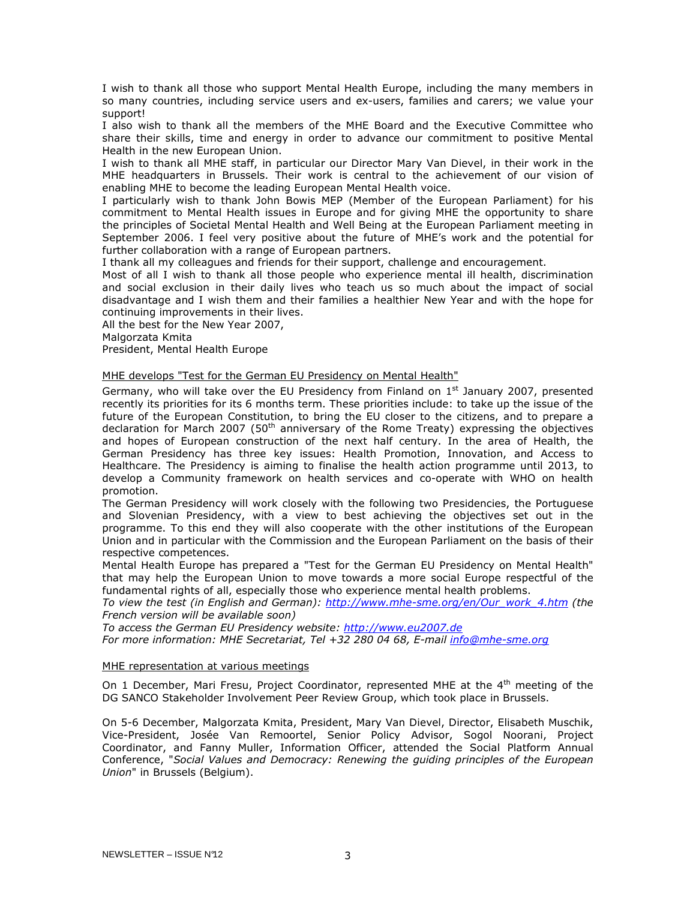I wish to thank all those who support Mental Health Europe, including the many members in so many countries, including service users and ex-users, families and carers; we value your support!

I also wish to thank all the members of the MHE Board and the Executive Committee who share their skills, time and energy in order to advance our commitment to positive Mental Health in the new European Union.

I wish to thank all MHE staff, in particular our Director Mary Van Dievel, in their work in the MHE headquarters in Brussels. Their work is central to the achievement of our vision of enabling MHE to become the leading European Mental Health voice.

I particularly wish to thank John Bowis MEP (Member of the European Parliament) for his commitment to Mental Health issues in Europe and for giving MHE the opportunity to share the principles of Societal Mental Health and Well Being at the European Parliament meeting in September 2006. I feel very positive about the future of MHE's work and the potential for further collaboration with a range of European partners.

I thank all my colleagues and friends for their support, challenge and encouragement.

Most of all I wish to thank all those people who experience mental ill health, discrimination and social exclusion in their daily lives who teach us so much about the impact of social disadvantage and I wish them and their families a healthier New Year and with the hope for continuing improvements in their lives.

All the best for the New Year 2007,

Malgorzata Kmita

President, Mental Health Europe

## MHE develops "Test for the German EU Presidency on Mental Health"

Germany, who will take over the EU Presidency from Finland on 1st January 2007, presented recently its priorities for its 6 months term. These priorities include: to take up the issue of the future of the European Constitution, to bring the EU closer to the citizens, and to prepare a declaration for March 2007 (50th anniversary of the Rome Treaty) expressing the objectives and hopes of European construction of the next half century. In the area of Health, the German Presidency has three key issues: Health Promotion, Innovation, and Access to Healthcare. The Presidency is aiming to finalise the health action programme until 2013, to develop a Community framework on health services and co-operate with WHO on health promotion.

The German Presidency will work closely with the following two Presidencies, the Portuguese and Slovenian Presidency, with a view to best achieving the objectives set out in the programme. To this end they will also cooperate with the other institutions of the European Union and in particular with the Commission and the European Parliament on the basis of their respective competences.

Mental Health Europe has prepared a "Test for the German EU Presidency on Mental Health" that may help the European Union to move towards a more social Europe respectful of the fundamental rights of all, especially those who experience mental health problems.

*To view the test (in English and German): http://www.mhe-sme.org/en/Our_work_4.htm (the French version will be available soon)*

*To access the German EU Presidency website: http://www.eu2007.de*

*For more information: MHE Secretariat, Tel +32 280 04 68, E-mail info@mhe-sme.org*

## MHE representation at various meetings

On 1 December, Mari Fresu, Project Coordinator, represented MHE at the 4th meeting of the DG SANCO Stakeholder Involvement Peer Review Group, which took place in Brussels.

On 5-6 December, Malgorzata Kmita, President, Mary Van Dievel, Director, Elisabeth Muschik, Vice-President, Josée Van Remoortel, Senior Policy Advisor, Sogol Noorani, Project Coordinator, and Fanny Muller, Information Officer, attended the Social Platform Annual Conference, "*Social Values and Democracy: Renewing the guiding principles of the European Union*" in Brussels (Belgium).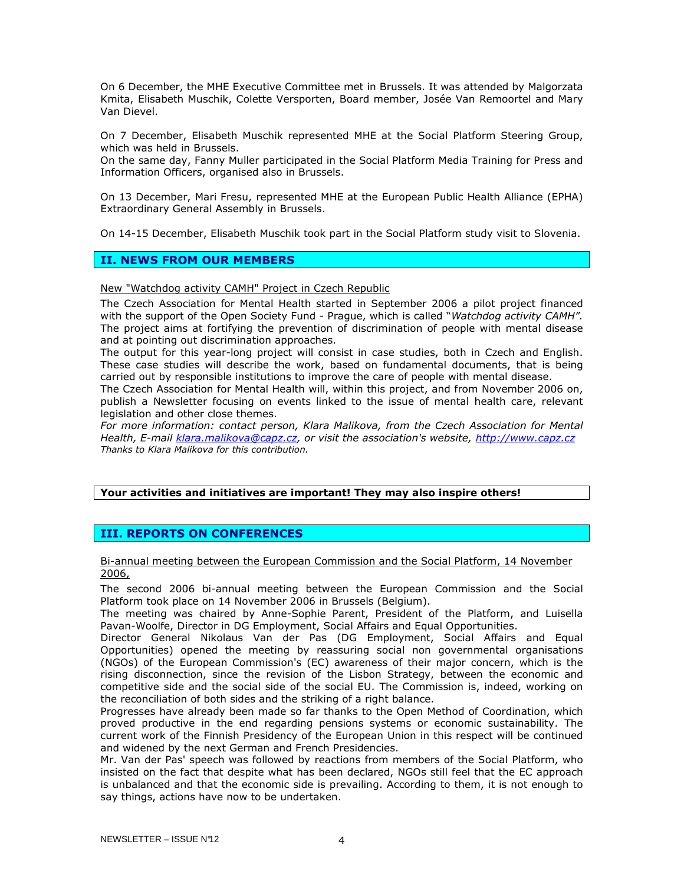On 6 December, the MHE Executive Committee met in Brussels. It was attended by Malgorzata Kmita, Elisabeth Muschik, Colette Versporten, Board member, Josée Van Remoortel and Mary Van Dievel.

On 7 December, Elisabeth Muschik represented MHE at the Social Platform Steering Group, which was held in Brussels.
On the same day, Fanny Muller participated in the Social Platform Media Training for Press and Information Officers, organised also in Brussels.

On 13 December, Mari Fresu, represented MHE at the European Public Health Alliance (EPHA) Extraordinary General Assembly in Brussels.

On 14-15 December, Elisabeth Muschik took part in the Social Platform study visit to Slovenia.

## II. NEWS FROM OUR MEMBERS

New "Watchdog activity CAMH" Project in Czech Republic

The Czech Association for Mental Health started in September 2006 a pilot project financed with the support of the Open Society Fund - Prague, which is called "*Watchdog activity CAMH".*
The project aims at fortifying the prevention of discrimination of people with mental disease and at pointing out discrimination approaches.
The output for this year-long project will consist in case studies, both in Czech and English. These case studies will describe the work, based on fundamental documents, that is being carried out by responsible institutions to improve the care of people with mental disease.
The Czech Association for Mental Health will, within this project, and from November 2006 on, publish a Newsletter focusing on events linked to the issue of mental health care, relevant legislation and other close themes.
*For more information: contact person, Klara Malikova, from the Czech Association for Mental Health, E-mail klara.malikova@capz.cz, or visit the association's website, http://www.capz.cz*
*Thanks to Klara Malikova for this contribution.*

**Your activities and initiatives are important! They may also inspire others!**

## III. REPORTS ON CONFERENCES

Bi-annual meeting between the European Commission and the Social Platform, 14 November 2006,

The second 2006 bi-annual meeting between the European Commission and the Social Platform took place on 14 November 2006 in Brussels (Belgium).
The meeting was chaired by Anne-Sophie Parent, President of the Platform, and Luisella Pavan-Woolfe, Director in DG Employment, Social Affairs and Equal Opportunities.
Director General Nikolaus Van der Pas (DG Employment, Social Affairs and Equal Opportunities) opened the meeting by reassuring social non governmental organisations (NGOs) of the European Commission's (EC) awareness of their major concern, which is the rising disconnection, since the revision of the Lisbon Strategy, between the economic and competitive side and the social side of the social EU. The Commission is, indeed, working on the reconciliation of both sides and the striking of a right balance.
Progresses have already been made so far thanks to the Open Method of Coordination, which proved productive in the end regarding pensions systems or economic sustainability. The current work of the Finnish Presidency of the European Union in this respect will be continued and widened by the next German and French Presidencies.
Mr. Van der Pas' speech was followed by reactions from members of the Social Platform, who insisted on the fact that despite what has been declared, NGOs still feel that the EC approach is unbalanced and that the economic side is prevailing. According to them, it is not enough to say things, actions have now to be undertaken.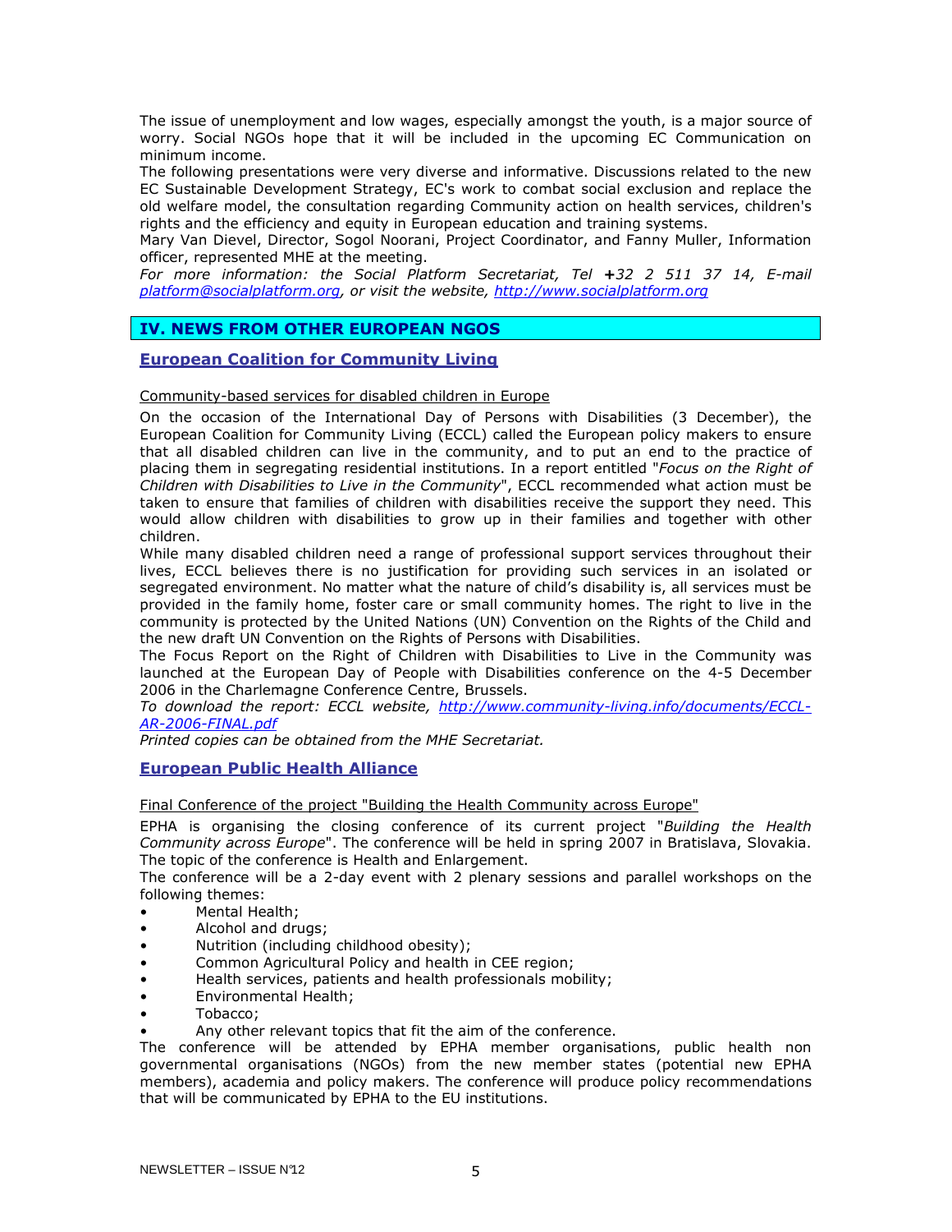The issue of unemployment and low wages, especially amongst the youth, is a major source of worry. Social NGOs hope that it will be included in the upcoming EC Communication on minimum income.

The following presentations were very diverse and informative. Discussions related to the new EC Sustainable Development Strategy, EC's work to combat social exclusion and replace the old welfare model, the consultation regarding Community action on health services, children's rights and the efficiency and equity in European education and training systems.

Mary Van Dievel, Director, Sogol Noorani, Project Coordinator, and Fanny Muller, Information officer, represented MHE at the meeting.

*For more information: the Social Platform Secretariat, Tel +32 2 511 37 14, E-mail platform@socialplatform.org, or visit the website, http://www.socialplatform.org*

## IV. NEWS FROM OTHER EUROPEAN NGOS

### European Coalition for Community Living

Community-based services for disabled children in Europe

On the occasion of the International Day of Persons with Disabilities (3 December), the European Coalition for Community Living (ECCL) called the European policy makers to ensure that all disabled children can live in the community, and to put an end to the practice of placing them in segregating residential institutions. In a report entitled "*Focus on the Right of Children with Disabilities to Live in the Community*", ECCL recommended what action must be taken to ensure that families of children with disabilities receive the support they need. This would allow children with disabilities to grow up in their families and together with other children.

While many disabled children need a range of professional support services throughout their lives, ECCL believes there is no justification for providing such services in an isolated or segregated environment. No matter what the nature of child's disability is, all services must be provided in the family home, foster care or small community homes. The right to live in the community is protected by the United Nations (UN) Convention on the Rights of the Child and the new draft UN Convention on the Rights of Persons with Disabilities.

The Focus Report on the Right of Children with Disabilities to Live in the Community was launched at the European Day of People with Disabilities conference on the 4-5 December 2006 in the Charlemagne Conference Centre, Brussels.

*To download the report: ECCL website, http://www.community-living.info/documents/ECCL-AR-2006-FINAL.pdf*

*Printed copies can be obtained from the MHE Secretariat.*

### European Public Health Alliance

Final Conference of the project "Building the Health Community across Europe"

EPHA is organising the closing conference of its current project "*Building the Health Community across Europe*". The conference will be held in spring 2007 in Bratislava, Slovakia. The topic of the conference is Health and Enlargement.

The conference will be a 2-day event with 2 plenary sessions and parallel workshops on the following themes:

- Mental Health;
- Alcohol and drugs;
- Nutrition (including childhood obesity);
- Common Agricultural Policy and health in CEE region;
- Health services, patients and health professionals mobility;
- Environmental Health;
- Tobacco;
- Any other relevant topics that fit the aim of the conference.

The conference will be attended by EPHA member organisations, public health non governmental organisations (NGOs) from the new member states (potential new EPHA members), academia and policy makers. The conference will produce policy recommendations that will be communicated by EPHA to the EU institutions.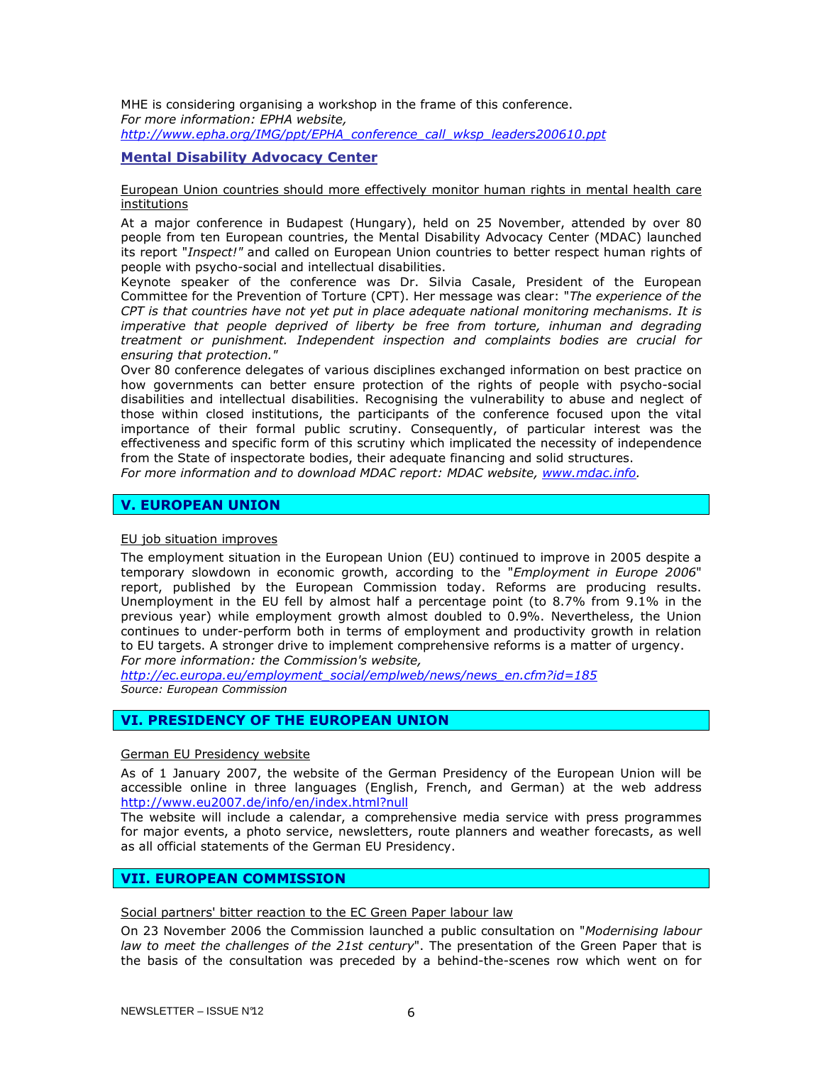MHE is considering organising a workshop in the frame of this conference.
*For more information: EPHA website,*
*http://www.epha.org/IMG/ppt/EPHA_conference_call_wksp_leaders200610.ppt*

### Mental Disability Advocacy Center

European Union countries should more effectively monitor human rights in mental health care institutions

At a major conference in Budapest (Hungary), held on 25 November, attended by over 80 people from ten European countries, the Mental Disability Advocacy Center (MDAC) launched its report "*Inspect!*" and called on European Union countries to better respect human rights of people with psycho-social and intellectual disabilities.
Keynote speaker of the conference was Dr. Silvia Casale, President of the European Committee for the Prevention of Torture (CPT). Her message was clear: "*The experience of the CPT is that countries have not yet put in place adequate national monitoring mechanisms. It is imperative that people deprived of liberty be free from torture, inhuman and degrading treatment or punishment. Independent inspection and complaints bodies are crucial for ensuring that protection.*"
Over 80 conference delegates of various disciplines exchanged information on best practice on how governments can better ensure protection of the rights of people with psycho-social disabilities and intellectual disabilities. Recognising the vulnerability to abuse and neglect of those within closed institutions, the participants of the conference focused upon the vital importance of their formal public scrutiny. Consequently, of particular interest was the effectiveness and specific form of this scrutiny which implicated the necessity of independence from the State of inspectorate bodies, their adequate financing and solid structures.
*For more information and to download MDAC report: MDAC website, www.mdac.info.*

## V. EUROPEAN UNION

EU job situation improves

The employment situation in the European Union (EU) continued to improve in 2005 despite a temporary slowdown in economic growth, according to the "*Employment in Europe 2006*" report, published by the European Commission today. Reforms are producing results. Unemployment in the EU fell by almost half a percentage point (to 8.7% from 9.1% in the previous year) while employment growth almost doubled to 0.9%. Nevertheless, the Union continues to under-perform both in terms of employment and productivity growth in relation to EU targets. A stronger drive to implement comprehensive reforms is a matter of urgency.
*For more information: the Commission's website,*
*http://ec.europa.eu/employment_social/emplweb/news/news_en.cfm?id=185*
*Source: European Commission*

## VI. PRESIDENCY OF THE EUROPEAN UNION

German EU Presidency website

As of 1 January 2007, the website of the German Presidency of the European Union will be accessible online in three languages (English, French, and German) at the web address http://www.eu2007.de/info/en/index.html?null
The website will include a calendar, a comprehensive media service with press programmes for major events, a photo service, newsletters, route planners and weather forecasts, as well as all official statements of the German EU Presidency.

## VII. EUROPEAN COMMISSION

Social partners' bitter reaction to the EC Green Paper labour law

On 23 November 2006 the Commission launched a public consultation on "*Modernising labour law to meet the challenges of the 21st century*". The presentation of the Green Paper that is the basis of the consultation was preceded by a behind-the-scenes row which went on for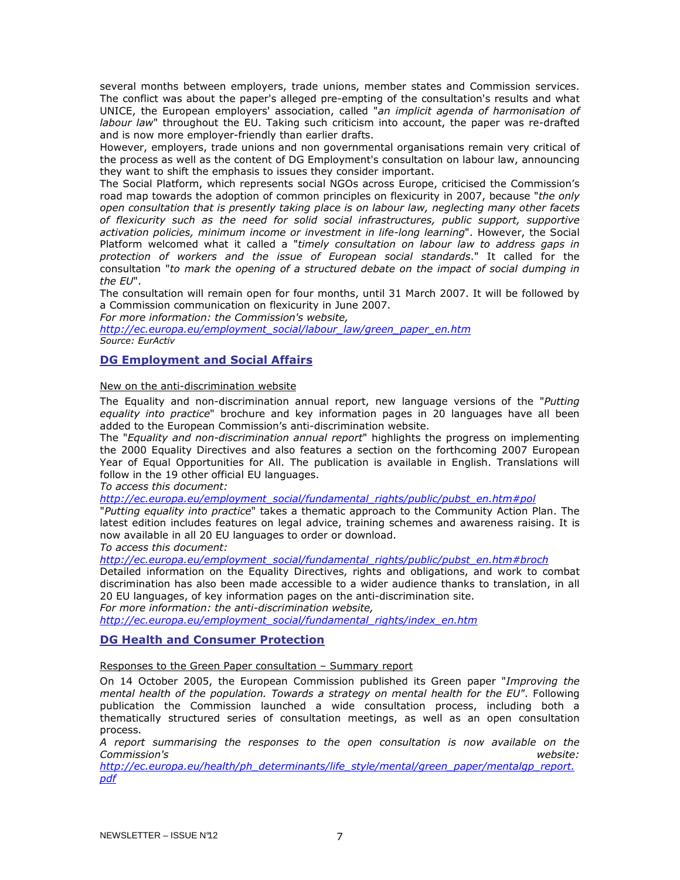several months between employers, trade unions, member states and Commission services. The conflict was about the paper's alleged pre-empting of the consultation's results and what UNICE, the European employers' association, called "*an implicit agenda of harmonisation of labour law*" throughout the EU. Taking such criticism into account, the paper was re-drafted and is now more employer-friendly than earlier drafts.

However, employers, trade unions and non governmental organisations remain very critical of the process as well as the content of DG Employment's consultation on labour law, announcing they want to shift the emphasis to issues they consider important.

The Social Platform, which represents social NGOs across Europe, criticised the Commission's road map towards the adoption of common principles on flexicurity in 2007, because "*the only open consultation that is presently taking place is on labour law, neglecting many other facets of flexicurity such as the need for solid social infrastructures, public support, supportive activation policies, minimum income or investment in life-long learning*". However, the Social Platform welcomed what it called a "*timely consultation on labour law to address gaps in protection of workers and the issue of European social standards*." It called for the consultation "*to mark the opening of a structured debate on the impact of social dumping in the EU*".

The consultation will remain open for four months, until 31 March 2007. It will be followed by a Commission communication on flexicurity in June 2007.

*For more information: the Commission's website,*
*http://ec.europa.eu/employment_social/labour_law/green_paper_en.htm*

*Source: EurActiv*

## DG Employment and Social Affairs

New on the anti-discrimination website

The Equality and non-discrimination annual report, new language versions of the "*Putting equality into practice*" brochure and key information pages in 20 languages have all been added to the European Commission's anti-discrimination website.

The "*Equality and non-discrimination annual report*" highlights the progress on implementing the 2000 Equality Directives and also features a section on the forthcoming 2007 European Year of Equal Opportunities for All. The publication is available in English. Translations will follow in the 19 other official EU languages.

*To access this document:*
*http://ec.europa.eu/employment_social/fundamental_rights/public/pubst_en.htm#pol*

"*Putting equality into practice*" takes a thematic approach to the Community Action Plan. The latest edition includes features on legal advice, training schemes and awareness raising. It is now available in all 20 EU languages to order or download.

*To access this document:*
*http://ec.europa.eu/employment_social/fundamental_rights/public/pubst_en.htm#broch*

Detailed information on the Equality Directives, rights and obligations, and work to combat discrimination has also been made accessible to a wider audience thanks to translation, in all 20 EU languages, of key information pages on the anti-discrimination site.

*For more information: the anti-discrimination website,*
*http://ec.europa.eu/employment_social/fundamental_rights/index_en.htm*

## DG Health and Consumer Protection

Responses to the Green Paper consultation – Summary report

On 14 October 2005, the European Commission published its Green paper "*Improving the mental health of the population. Towards a strategy on mental health for the EU*". Following publication the Commission launched a wide consultation process, including both a thematically structured series of consultation meetings, as well as an open consultation process.

*A report summarising the responses to the open consultation is now available on the Commission's website:*
*http://ec.europa.eu/health/ph_determinants/life_style/mental/green_paper/mentalgp_report.pdf*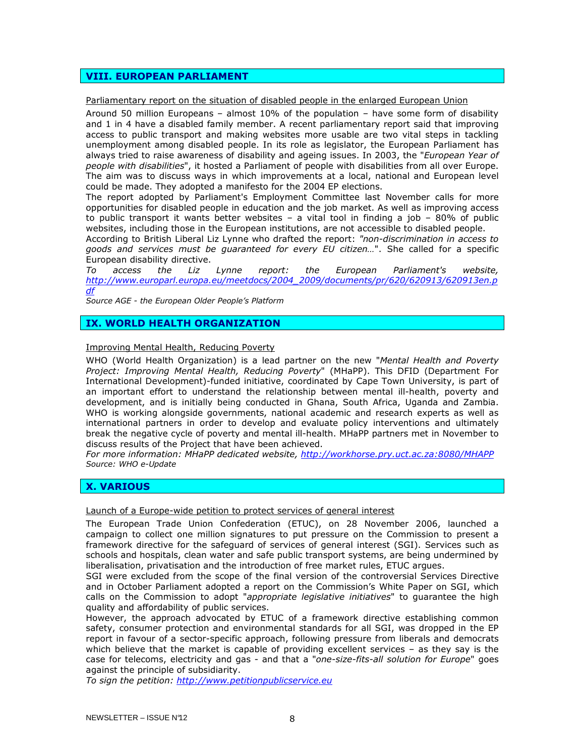## VIII. EUROPEAN PARLIAMENT

Parliamentary report on the situation of disabled people in the enlarged European Union

Around 50 million Europeans – almost 10% of the population – have some form of disability and 1 in 4 have a disabled family member. A recent parliamentary report said that improving access to public transport and making websites more usable are two vital steps in tackling unemployment among disabled people. In its role as legislator, the European Parliament has always tried to raise awareness of disability and ageing issues. In 2003, the "*European Year of people with disabilities*", it hosted a Parliament of people with disabilities from all over Europe. The aim was to discuss ways in which improvements at a local, national and European level could be made. They adopted a manifesto for the 2004 EP elections.

The report adopted by Parliament's Employment Committee last November calls for more opportunities for disabled people in education and the job market. As well as improving access to public transport it wants better websites – a vital tool in finding a job – 80% of public websites, including those in the European institutions, are not accessible to disabled people.

According to British Liberal Liz Lynne who drafted the report: *"non-discrimination in access to goods and services must be guaranteed for every EU citizen…*". She called for a specific European disability directive.

*To access the Liz Lynne report: the European Parliament's website, http://www.europarl.europa.eu/meetdocs/2004_2009/documents/pr/620/620913/620913en.pdf*

*Source AGE - the European Older People's Platform*

## IX. WORLD HEALTH ORGANIZATION

Improving Mental Health, Reducing Poverty

WHO (World Health Organization) is a lead partner on the new "*Mental Health and Poverty Project: Improving Mental Health, Reducing Poverty*" (MHaPP). This DFID (Department For International Development)-funded initiative, coordinated by Cape Town University, is part of an important effort to understand the relationship between mental ill-health, poverty and development, and is initially being conducted in Ghana, South Africa, Uganda and Zambia. WHO is working alongside governments, national academic and research experts as well as international partners in order to develop and evaluate policy interventions and ultimately break the negative cycle of poverty and mental ill-health. MHaPP partners met in November to discuss results of the Project that have been achieved.

*For more information: MHaPP dedicated website, http://workhorse.pry.uct.ac.za:8080/MHAPP*

*Source: WHO e-Update*

## X. VARIOUS

Launch of a Europe-wide petition to protect services of general interest

The European Trade Union Confederation (ETUC), on 28 November 2006, launched a campaign to collect one million signatures to put pressure on the Commission to present a framework directive for the safeguard of services of general interest (SGI). Services such as schools and hospitals, clean water and safe public transport systems, are being undermined by liberalisation, privatisation and the introduction of free market rules, ETUC argues.

SGI were excluded from the scope of the final version of the controversial Services Directive and in October Parliament adopted a report on the Commission's White Paper on SGI, which calls on the Commission to adopt "*appropriate legislative initiatives*" to guarantee the high quality and affordability of public services.

However, the approach advocated by ETUC of a framework directive establishing common safety, consumer protection and environmental standards for all SGI, was dropped in the EP report in favour of a sector-specific approach, following pressure from liberals and democrats which believe that the market is capable of providing excellent services – as they say is the case for telecoms, electricity and gas - and that a "*one-size-fits-all solution for Europe*" goes against the principle of subsidiarity.

*To sign the petition: http://www.petitionpublicservice.eu*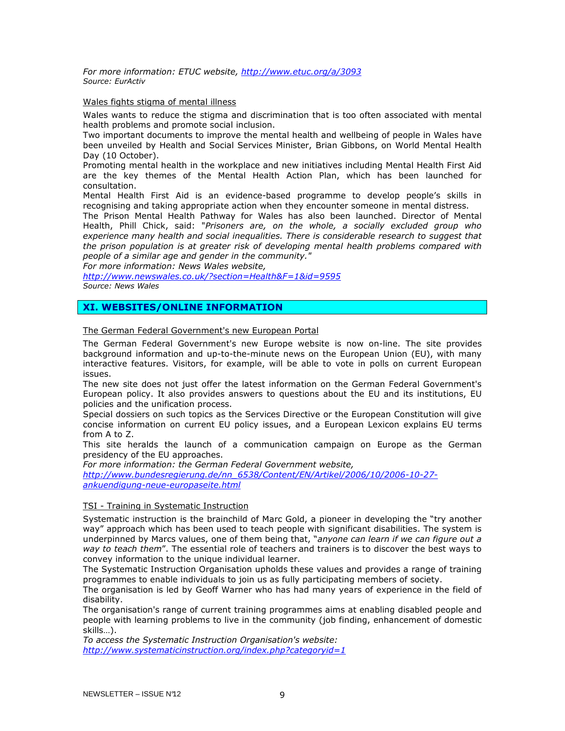*For more information: ETUC website, http://www.etuc.org/a/3093*
*Source: EurActiv*

Wales fights stigma of mental illness

Wales wants to reduce the stigma and discrimination that is too often associated with mental health problems and promote social inclusion.
Two important documents to improve the mental health and wellbeing of people in Wales have been unveiled by Health and Social Services Minister, Brian Gibbons, on World Mental Health Day (10 October).
Promoting mental health in the workplace and new initiatives including Mental Health First Aid are the key themes of the Mental Health Action Plan, which has been launched for consultation.
Mental Health First Aid is an evidence-based programme to develop people's skills in recognising and taking appropriate action when they encounter someone in mental distress.
The Prison Mental Health Pathway for Wales has also been launched. Director of Mental Health, Phill Chick, said: "*Prisoners are, on the whole, a socially excluded group who experience many health and social inequalities. There is considerable research to suggest that the prison population is at greater risk of developing mental health problems compared with people of a similar age and gender in the community."*
*For more information: News Wales website, http://www.newswales.co.uk/?section=Health&F=1&id=9595*
*Source: News Wales*

## XI. WEBSITES/ONLINE INFORMATION

The German Federal Government's new European Portal

The German Federal Government's new Europe website is now on-line. The site provides background information and up-to-the-minute news on the European Union (EU), with many interactive features. Visitors, for example, will be able to vote in polls on current European issues.
The new site does not just offer the latest information on the German Federal Government's European policy. It also provides answers to questions about the EU and its institutions, EU policies and the unification process.
Special dossiers on such topics as the Services Directive or the European Constitution will give concise information on current EU policy issues, and a European Lexicon explains EU terms from A to Z.
This site heralds the launch of a communication campaign on Europe as the German presidency of the EU approaches.
*For more information: the German Federal Government website, http://www.bundesregierung.de/nn_6538/Content/EN/Artikel/2006/10/2006-10-27-ankuendigung-neue-europaseite.html*

TSI - Training in Systematic Instruction

Systematic instruction is the brainchild of Marc Gold, a pioneer in developing the "try another way" approach which has been used to teach people with significant disabilities. The system is underpinned by Marcs values, one of them being that, "*anyone can learn if we can figure out a way to teach them*". The essential role of teachers and trainers is to discover the best ways to convey information to the unique individual learner.
The Systematic Instruction Organisation upholds these values and provides a range of training programmes to enable individuals to join us as fully participating members of society.
The organisation is led by Geoff Warner who has had many years of experience in the field of disability.
The organisation's range of current training programmes aims at enabling disabled people and people with learning problems to live in the community (job finding, enhancement of domestic skills…).
*To access the Systematic Instruction Organisation's website: http://www.systematicinstruction.org/index.php?categoryid=1*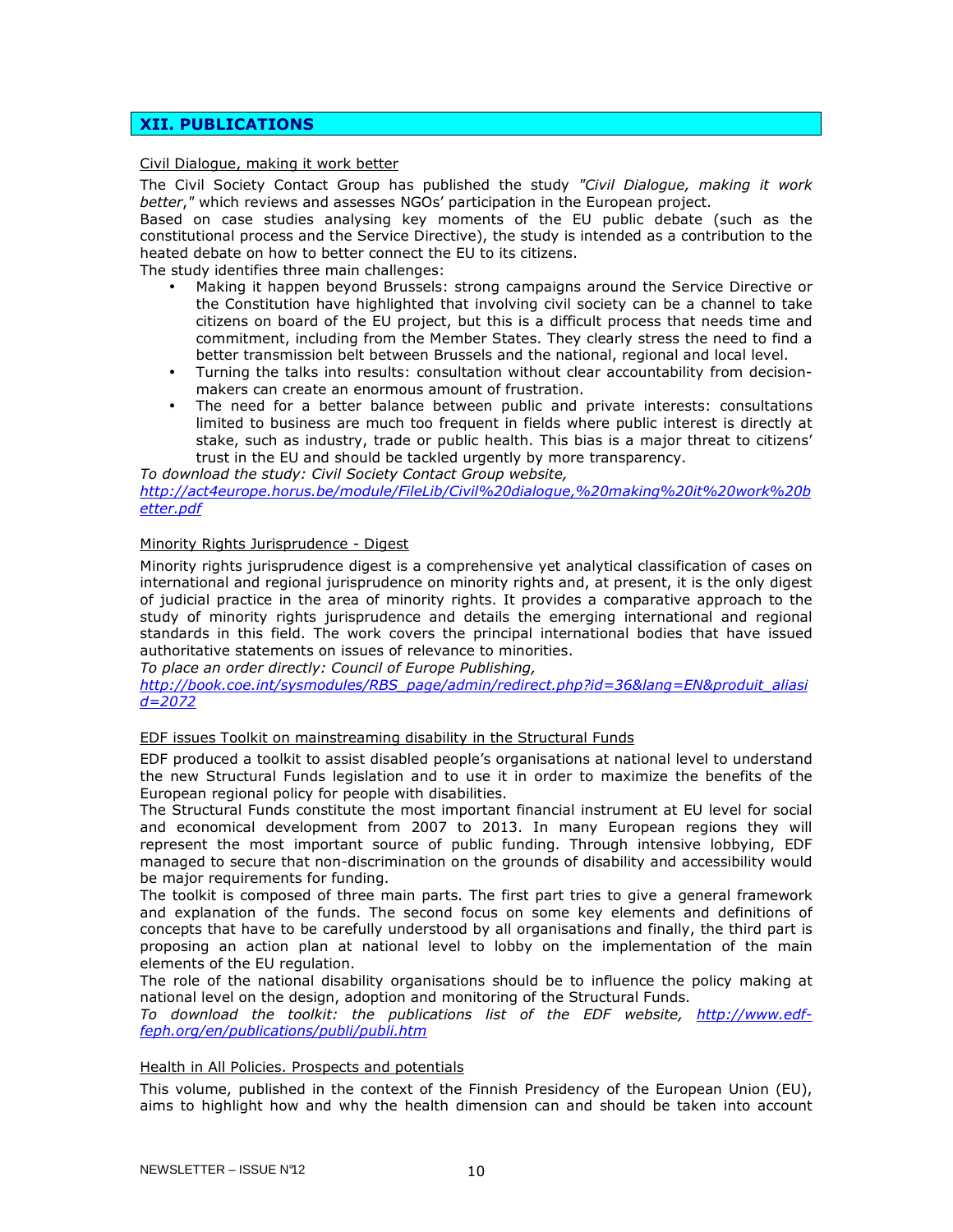## XII. PUBLICATIONS

### Civil Dialogue, making it work better

The Civil Society Contact Group has published the study *"Civil Dialogue, making it work better,"* which reviews and assesses NGOs' participation in the European project.
Based on case studies analysing key moments of the EU public debate (such as the constitutional process and the Service Directive), the study is intended as a contribution to the heated debate on how to better connect the EU to its citizens.
The study identifies three main challenges:

- Making it happen beyond Brussels: strong campaigns around the Service Directive or the Constitution have highlighted that involving civil society can be a channel to take citizens on board of the EU project, but this is a difficult process that needs time and commitment, including from the Member States. They clearly stress the need to find a better transmission belt between Brussels and the national, regional and local level.
- Turning the talks into results: consultation without clear accountability from decision-makers can create an enormous amount of frustration.
- The need for a better balance between public and private interests: consultations limited to business are much too frequent in fields where public interest is directly at stake, such as industry, trade or public health. This bias is a major threat to citizens' trust in the EU and should be tackled urgently by more transparency.

*To download the study: Civil Society Contact Group website,* *http://act4europe.horus.be/module/FileLib/Civil%20dialogue,%20making%20it%20work%20better.pdf*

### Minority Rights Jurisprudence - Digest

Minority rights jurisprudence digest is a comprehensive yet analytical classification of cases on international and regional jurisprudence on minority rights and, at present, it is the only digest of judicial practice in the area of minority rights. It provides a comparative approach to the study of minority rights jurisprudence and details the emerging international and regional standards in this field. The work covers the principal international bodies that have issued authoritative statements on issues of relevance to minorities.
*To place an order directly: Council of Europe Publishing,* *http://book.coe.int/sysmodules/RBS_page/admin/redirect.php?id=36&lang=EN&produit_aliasid=2072*

### EDF issues Toolkit on mainstreaming disability in the Structural Funds

EDF produced a toolkit to assist disabled people's organisations at national level to understand the new Structural Funds legislation and to use it in order to maximize the benefits of the European regional policy for people with disabilities.
The Structural Funds constitute the most important financial instrument at EU level for social and economical development from 2007 to 2013. In many European regions they will represent the most important source of public funding. Through intensive lobbying, EDF managed to secure that non-discrimination on the grounds of disability and accessibility would be major requirements for funding.
The toolkit is composed of three main parts. The first part tries to give a general framework and explanation of the funds. The second focus on some key elements and definitions of concepts that have to be carefully understood by all organisations and finally, the third part is proposing an action plan at national level to lobby on the implementation of the main elements of the EU regulation.
The role of the national disability organisations should be to influence the policy making at national level on the design, adoption and monitoring of the Structural Funds.
*To download the toolkit: the publications list of the EDF website,* *http://www.edf-feph.org/en/publications/publi/publi.htm*

### Health in All Policies. Prospects and potentials

This volume, published in the context of the Finnish Presidency of the European Union (EU), aims to highlight how and why the health dimension can and should be taken into account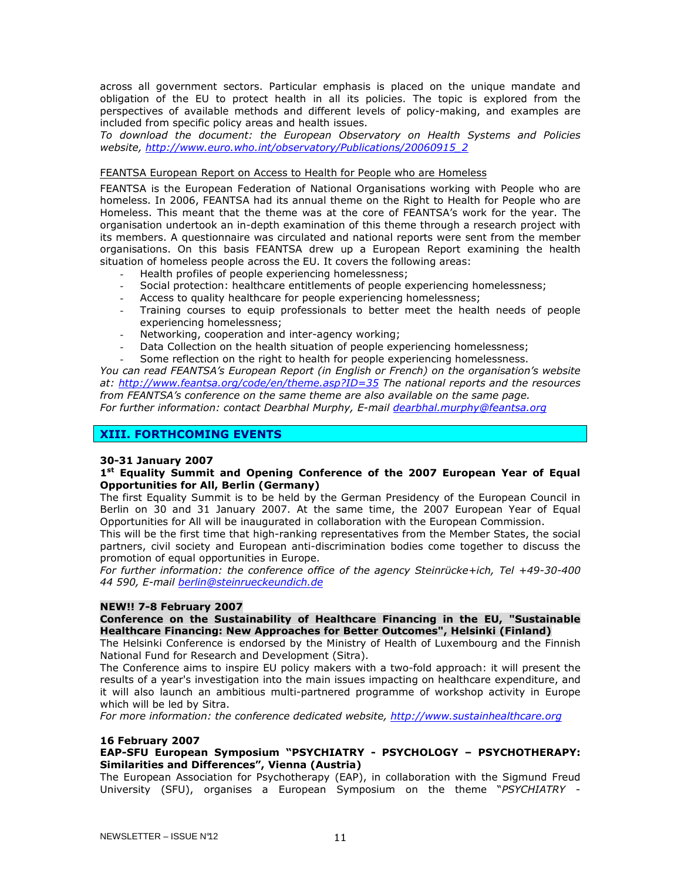across all government sectors. Particular emphasis is placed on the unique mandate and obligation of the EU to protect health in all its policies. The topic is explored from the perspectives of available methods and different levels of policy-making, and examples are included from specific policy areas and health issues.
*To download the document: the European Observatory on Health Systems and Policies website, [http://www.euro.who.int/observatory/Publications/20060915_2](http://www.euro.who.int/observatory/Publications/20060915_2)*

<u>FEANTSA European Report on Access to Health for People who are Homeless</u>

FEANTSA is the European Federation of National Organisations working with People who are homeless. In 2006, FEANTSA had its annual theme on the Right to Health for People who are Homeless. This meant that the theme was at the core of FEANTSA's work for the year. The organisation undertook an in-depth examination of this theme through a research project with its members. A questionnaire was circulated and national reports were sent from the member organisations. On this basis FEANTSA drew up a European Report examining the health situation of homeless people across the EU. It covers the following areas:

- Health profiles of people experiencing homelessness;
- Social protection: healthcare entitlements of people experiencing homelessness;
- Access to quality healthcare for people experiencing homelessness;
- Training courses to equip professionals to better meet the health needs of people experiencing homelessness;
- Networking, cooperation and inter-agency working;
- Data Collection on the health situation of people experiencing homelessness;
- Some reflection on the right to health for people experiencing homelessness.

*You can read FEANTSA's European Report (in English or French) on the organisation's website at: [http://www.feantsa.org/code/en/theme.asp?ID=35](http://www.feantsa.org/code/en/theme.asp?ID=35) The national reports and the resources from FEANTSA's conference on the same theme are also available on the same page.*
*For further information: contact Dearbhal Murphy, E-mail [dearbhal.murphy@feantsa.org](mailto:dearbhal.murphy@feantsa.org)*

## XIII. FORTHCOMING EVENTS

**30-31 January 2007**
**1st Equality Summit and Opening Conference of the 2007 European Year of Equal Opportunities for All, Berlin (Germany)**
The first Equality Summit is to be held by the German Presidency of the European Council in Berlin on 30 and 31 January 2007. At the same time, the 2007 European Year of Equal Opportunities for All will be inaugurated in collaboration with the European Commission.
This will be the first time that high-ranking representatives from the Member States, the social partners, civil society and European anti-discrimination bodies come together to discuss the promotion of equal opportunities in Europe.
*For further information: the conference office of the agency Steinrücke+ich, Tel +49-30-400 44 590, E-mail [berlin@steinrueckeundich.de](mailto:berlin@steinrueckeundich.de)*

**NEW!! 7-8 February 2007**
**Conference on the Sustainability of Healthcare Financing in the EU, "Sustainable Healthcare Financing: New Approaches for Better Outcomes", Helsinki (Finland)**
The Helsinki Conference is endorsed by the Ministry of Health of Luxembourg and the Finnish National Fund for Research and Development (Sitra).
The Conference aims to inspire EU policy makers with a two-fold approach: it will present the results of a year's investigation into the main issues impacting on healthcare expenditure, and it will also launch an ambitious multi-partnered programme of workshop activity in Europe which will be led by Sitra.
*For more information: the conference dedicated website, [http://www.sustainhealthcare.org](http://www.sustainhealthcare.org)*

**16 February 2007**
**EAP-SFU European Symposium "PSYCHIATRY - PSYCHOLOGY – PSYCHOTHERAPY: Similarities and Differences", Vienna (Austria)**
The European Association for Psychotherapy (EAP), in collaboration with the Sigmund Freud University (SFU), organises a European Symposium on the theme "*PSYCHIATRY -*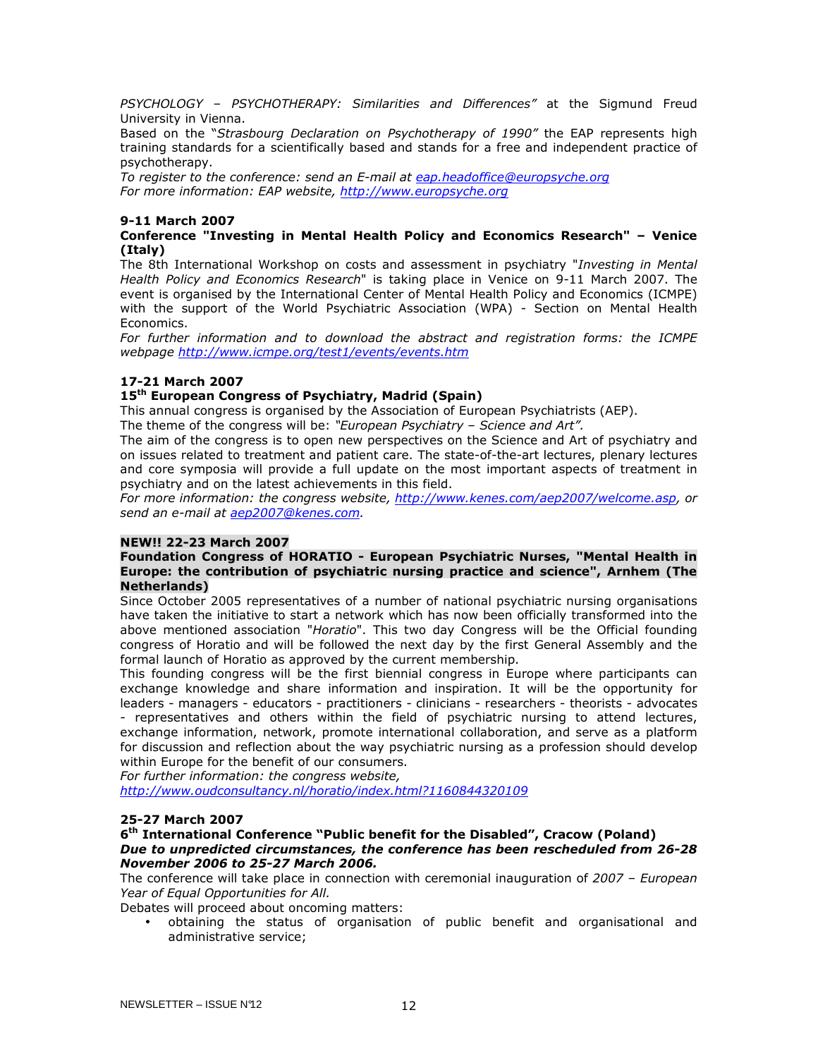*PSYCHOLOGY – PSYCHOTHERAPY: Similarities and Differences"* at the Sigmund Freud University in Vienna.

Based on the "*Strasbourg Declaration on Psychotherapy of 1990"* the EAP represents high training standards for a scientifically based and stands for a free and independent practice of psychotherapy.

*To register to the conference: send an E-mail at eap.headoffice@europsyche.org*
*For more information: EAP website, http://www.europsyche.org*

**9-11 March 2007**

**Conference "Investing in Mental Health Policy and Economics Research" – Venice (Italy)**

The 8th International Workshop on costs and assessment in psychiatry "*Investing in Mental Health Policy and Economics Research*" is taking place in Venice on 9-11 March 2007. The event is organised by the International Center of Mental Health Policy and Economics (ICMPE) with the support of the World Psychiatric Association (WPA) - Section on Mental Health Economics.

*For further information and to download the abstract and registration forms: the ICMPE webpage http://www.icmpe.org/test1/events/events.htm*

**17-21 March 2007**

**15th European Congress of Psychiatry, Madrid (Spain)**

This annual congress is organised by the Association of European Psychiatrists (AEP).

The theme of the congress will be: *"European Psychiatry – Science and Art".*

The aim of the congress is to open new perspectives on the Science and Art of psychiatry and on issues related to treatment and patient care. The state-of-the-art lectures, plenary lectures and core symposia will provide a full update on the most important aspects of treatment in psychiatry and on the latest achievements in this field.

*For more information: the congress website, http://www.kenes.com/aep2007/welcome.asp, or send an e-mail at aep2007@kenes.com.*

**NEW!! 22-23 March 2007**

**Foundation Congress of HORATIO - European Psychiatric Nurses, "Mental Health in Europe: the contribution of psychiatric nursing practice and science", Arnhem (The Netherlands)**

Since October 2005 representatives of a number of national psychiatric nursing organisations have taken the initiative to start a network which has now been officially transformed into the above mentioned association "*Horatio*". This two day Congress will be the Official founding congress of Horatio and will be followed the next day by the first General Assembly and the formal launch of Horatio as approved by the current membership.

This founding congress will be the first biennial congress in Europe where participants can exchange knowledge and share information and inspiration. It will be the opportunity for leaders - managers - educators - practitioners - clinicians - researchers - theorists - advocates - representatives and others within the field of psychiatric nursing to attend lectures, exchange information, network, promote international collaboration, and serve as a platform for discussion and reflection about the way psychiatric nursing as a profession should develop within Europe for the benefit of our consumers.

*For further information: the congress website,*
*http://www.oudconsultancy.nl/horatio/index.html?1160844320109*

**25-27 March 2007**

**6th International Conference "Public benefit for the Disabled", Cracow (Poland)**

***Due to unpredicted circumstances, the conference has been rescheduled from 26-28 November 2006 to 25-27 March 2006.***

The conference will take place in connection with ceremonial inauguration of *2007 – European Year of Equal Opportunities for All.*

Debates will proceed about oncoming matters:

- obtaining the status of organisation of public benefit and organisational and administrative service;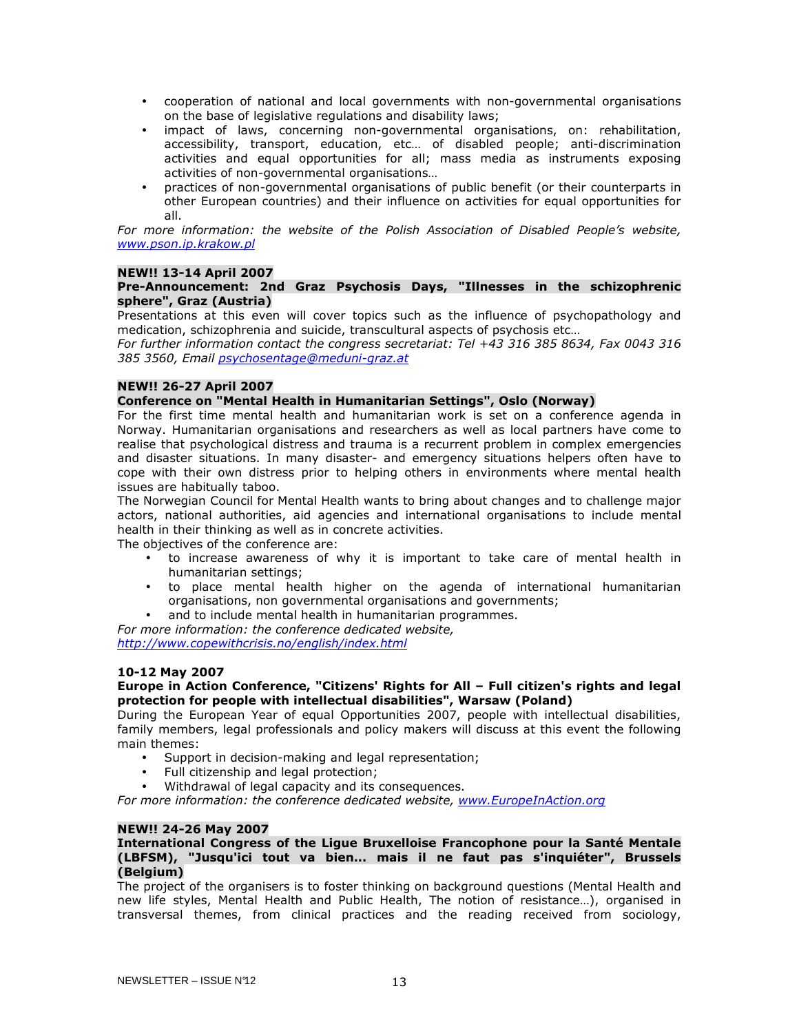- cooperation of national and local governments with non-governmental organisations on the base of legislative regulations and disability laws;
- impact of laws, concerning non-governmental organisations, on: rehabilitation, accessibility, transport, education, etc… of disabled people; anti-discrimination activities and equal opportunities for all; mass media as instruments exposing activities of non-governmental organisations…
- practices of non-governmental organisations of public benefit (or their counterparts in other European countries) and their influence on activities for equal opportunities for all.

*For more information: the website of the Polish Association of Disabled People's website, www.pson.ip.krakow.pl*

**NEW!! 13-14 April 2007**

**Pre-Announcement: 2nd Graz Psychosis Days, "Illnesses in the schizophrenic sphere", Graz (Austria)**

Presentations at this even will cover topics such as the influence of psychopathology and medication, schizophrenia and suicide, transcultural aspects of psychosis etc…

*For further information contact the congress secretariat: Tel +43 316 385 8634, Fax 0043 316 385 3560, Email psychosentage@meduni-graz.at*

**NEW!! 26-27 April 2007**

**Conference on "Mental Health in Humanitarian Settings", Oslo (Norway)**

For the first time mental health and humanitarian work is set on a conference agenda in Norway. Humanitarian organisations and researchers as well as local partners have come to realise that psychological distress and trauma is a recurrent problem in complex emergencies and disaster situations. In many disaster- and emergency situations helpers often have to cope with their own distress prior to helping others in environments where mental health issues are habitually taboo.

The Norwegian Council for Mental Health wants to bring about changes and to challenge major actors, national authorities, aid agencies and international organisations to include mental health in their thinking as well as in concrete activities.

The objectives of the conference are:

- to increase awareness of why it is important to take care of mental health in humanitarian settings;
- to place mental health higher on the agenda of international humanitarian organisations, non governmental organisations and governments;
- and to include mental health in humanitarian programmes.

*For more information: the conference dedicated website, http://www.copewithcrisis.no/english/index.html*

**10-12 May 2007**

**Europe in Action Conference, "Citizens' Rights for All – Full citizen's rights and legal protection for people with intellectual disabilities", Warsaw (Poland)**

During the European Year of equal Opportunities 2007, people with intellectual disabilities, family members, legal professionals and policy makers will discuss at this event the following main themes:

- Support in decision-making and legal representation;
- Full citizenship and legal protection;
- Withdrawal of legal capacity and its consequences.

*For more information: the conference dedicated website, www.EuropeInAction.org*

**NEW!! 24-26 May 2007**

**International Congress of the Ligue Bruxelloise Francophone pour la Santé Mentale (LBFSM), "Jusqu'ici tout va bien... mais il ne faut pas s'inquiéter", Brussels (Belgium)**

The project of the organisers is to foster thinking on background questions (Mental Health and new life styles, Mental Health and Public Health, The notion of resistance…), organised in transversal themes, from clinical practices and the reading received from sociology,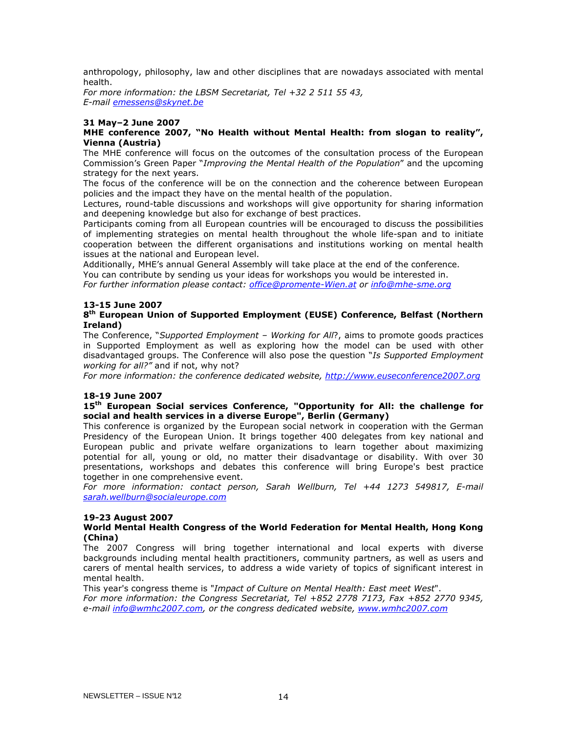anthropology, philosophy, law and other disciplines that are nowadays associated with mental health.
*For more information: the LBSM Secretariat, Tel +32 2 511 55 43, E-mail emessens@skynet.be*

**31 May–2 June 2007**
**MHE conference 2007, "No Health without Mental Health: from slogan to reality", Vienna (Austria)**
The MHE conference will focus on the outcomes of the consultation process of the European Commission's Green Paper "*Improving the Mental Health of the Population*" and the upcoming strategy for the next years.
The focus of the conference will be on the connection and the coherence between European policies and the impact they have on the mental health of the population.
Lectures, round-table discussions and workshops will give opportunity for sharing information and deepening knowledge but also for exchange of best practices.
Participants coming from all European countries will be encouraged to discuss the possibilities of implementing strategies on mental health throughout the whole life-span and to initiate cooperation between the different organisations and institutions working on mental health issues at the national and European level.
Additionally, MHE's annual General Assembly will take place at the end of the conference.
You can contribute by sending us your ideas for workshops you would be interested in.
*For further information please contact: office@promente-Wien.at or info@mhe-sme.org*

**13-15 June 2007**
**8th European Union of Supported Employment (EUSE) Conference, Belfast (Northern Ireland)**
The Conference, "*Supported Employment – Working for All*?, aims to promote goods practices in Supported Employment as well as exploring how the model can be used with other disadvantaged groups. The Conference will also pose the question "*Is Supported Employment working for all?"* and if not, why not?
*For more information: the conference dedicated website, http://www.euseconference2007.org*

**18-19 June 2007**
**15th European Social services Conference, "Opportunity for All: the challenge for social and health services in a diverse Europe", Berlin (Germany)**
This conference is organized by the European social network in cooperation with the German Presidency of the European Union. It brings together 400 delegates from key national and European public and private welfare organizations to learn together about maximizing potential for all, young or old, no matter their disadvantage or disability. With over 30 presentations, workshops and debates this conference will bring Europe's best practice together in one comprehensive event.
*For more information: contact person, Sarah Wellburn, Tel +44 1273 549817, E-mail sarah.wellburn@socialeurope.com*

**19-23 August 2007**
**World Mental Health Congress of the World Federation for Mental Health, Hong Kong (China)**
The 2007 Congress will bring together international and local experts with diverse backgrounds including mental health practitioners, community partners, as well as users and carers of mental health services, to address a wide variety of topics of significant interest in mental health.
This year's congress theme is "*Impact of Culture on Mental Health: East meet West*".
*For more information: the Congress Secretariat, Tel +852 2778 7173, Fax +852 2770 9345, e-mail info@wmhc2007.com, or the congress dedicated website, www.wmhc2007.com*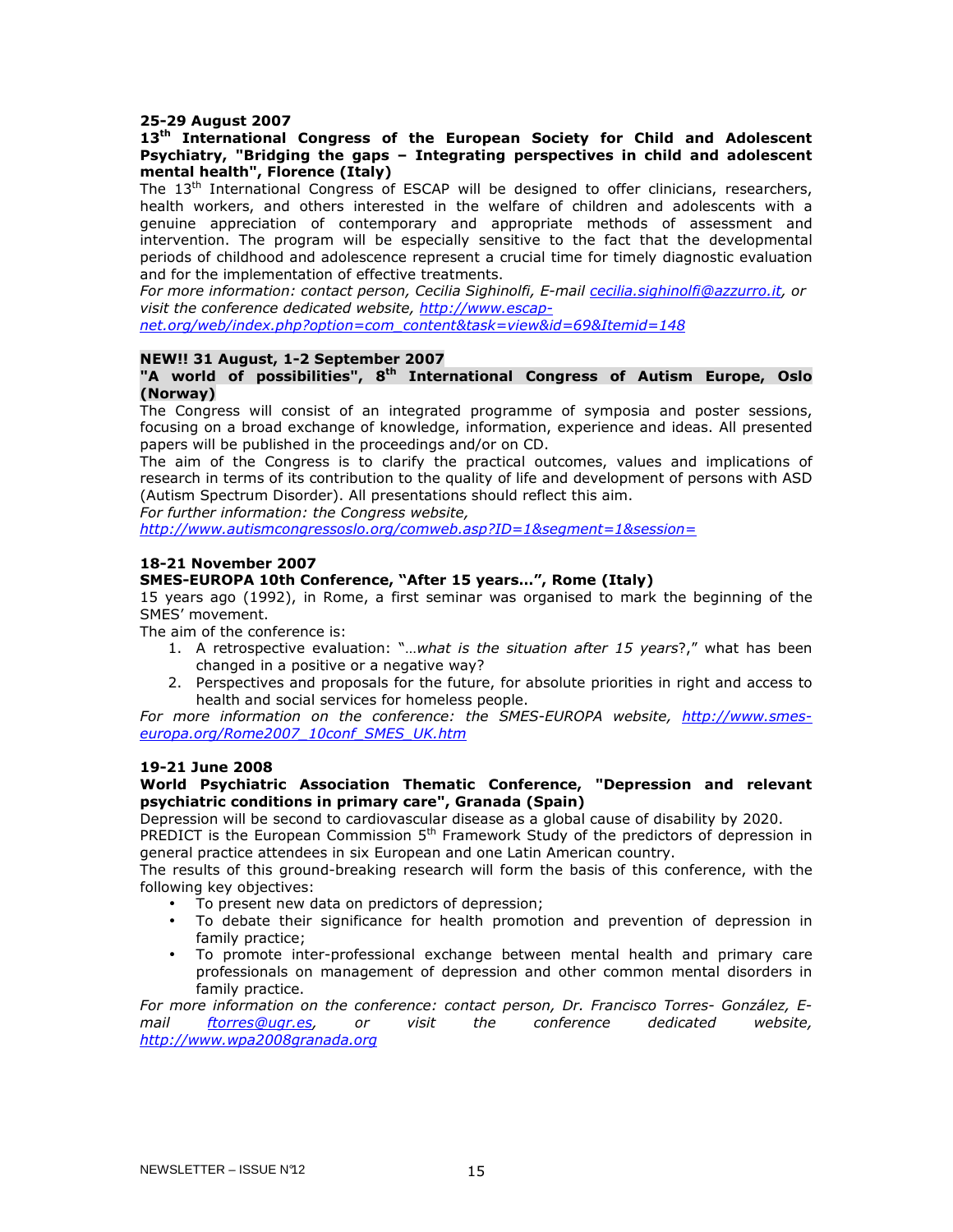**25-29 August 2007**

**13th International Congress of the European Society for Child and Adolescent Psychiatry, "Bridging the gaps – Integrating perspectives in child and adolescent mental health", Florence (Italy)**

The 13th International Congress of ESCAP will be designed to offer clinicians, researchers, health workers, and others interested in the welfare of children and adolescents with a genuine appreciation of contemporary and appropriate methods of assessment and intervention. The program will be especially sensitive to the fact that the developmental periods of childhood and adolescence represent a crucial time for timely diagnostic evaluation and for the implementation of effective treatments.

*For more information: contact person, Cecilia Sighinolfi, E-mail cecilia.sighinolfi@azzurro.it, or visit the conference dedicated website, http://www.escap-net.org/web/index.php?option=com_content&task=view&id=69&Itemid=148*

**NEW!! 31 August, 1-2 September 2007**

**"A world of possibilities", 8th International Congress of Autism Europe, Oslo (Norway)**

The Congress will consist of an integrated programme of symposia and poster sessions, focusing on a broad exchange of knowledge, information, experience and ideas. All presented papers will be published in the proceedings and/or on CD.

The aim of the Congress is to clarify the practical outcomes, values and implications of research in terms of its contribution to the quality of life and development of persons with ASD (Autism Spectrum Disorder). All presentations should reflect this aim.

*For further information: the Congress website, http://www.autismcongressoslo.org/comweb.asp?ID=1&segment=1&session=*

**18-21 November 2007**

**SMES-EUROPA 10th Conference, "After 15 years…", Rome (Italy)**

15 years ago (1992), in Rome, a first seminar was organised to mark the beginning of the SMES' movement.

The aim of the conference is:

1. A retrospective evaluation: "…*what is the situation after 15 years*?," what has been changed in a positive or a negative way?
2. Perspectives and proposals for the future, for absolute priorities in right and access to health and social services for homeless people.

*For more information on the conference: the SMES-EUROPA website, http://www.smes-europa.org/Rome2007_10conf_SMES_UK.htm*

**19-21 June 2008**

**World Psychiatric Association Thematic Conference, "Depression and relevant psychiatric conditions in primary care", Granada (Spain)**

Depression will be second to cardiovascular disease as a global cause of disability by 2020.

PREDICT is the European Commission 5th Framework Study of the predictors of depression in general practice attendees in six European and one Latin American country.

The results of this ground-breaking research will form the basis of this conference, with the following key objectives:

- To present new data on predictors of depression;
- To debate their significance for health promotion and prevention of depression in family practice;
- To promote inter-professional exchange between mental health and primary care professionals on management of depression and other common mental disorders in family practice.

*For more information on the conference: contact person, Dr. Francisco Torres- González, E-mail ftorres@ugr.es, or visit the conference dedicated website, http://www.wpa2008granada.org*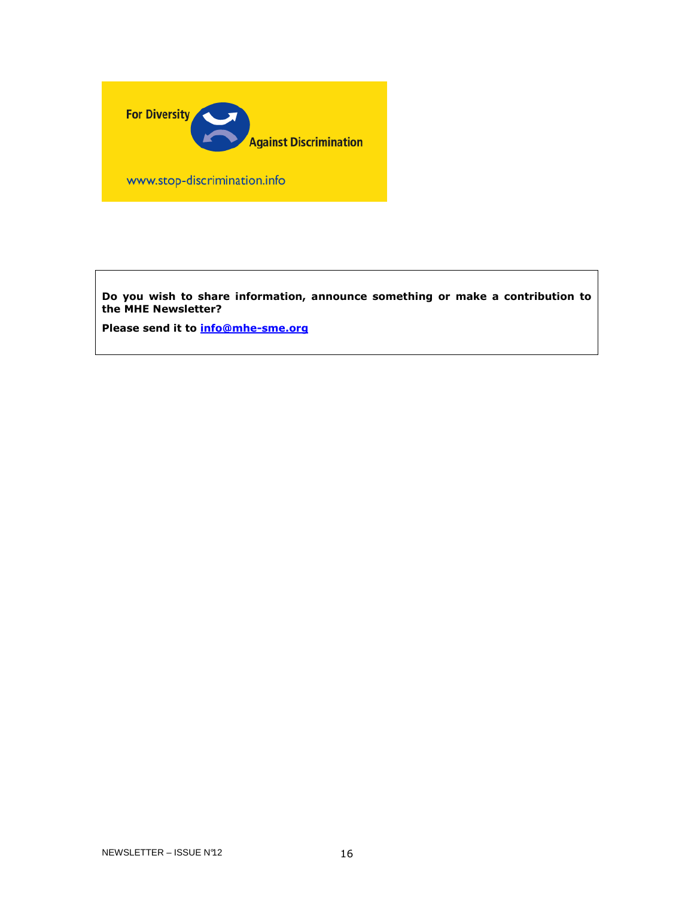For Diversity

Against Discrimination

www.stop-discrimination.info

**Do you wish to share information, announce something or make a contribution to the MHE Newsletter?**

**Please send it to info@mhe-sme.org**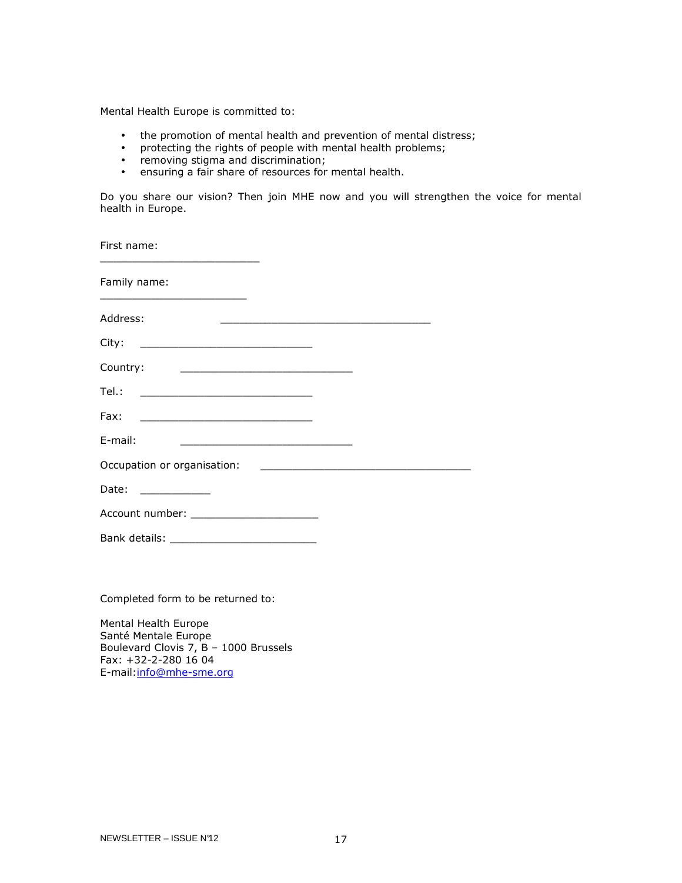Mental Health Europe is committed to:

- the promotion of mental health and prevention of mental distress;
- protecting the rights of people with mental health problems;
- removing stigma and discrimination;
- ensuring a fair share of resources for mental health.

Do you share our vision? Then join MHE now and you will strengthen the voice for mental health in Europe.

First name: _________________________

Family name: _______________________

Address: _________________________________

City: ___________________________

Country: ___________________________

Tel.: ___________________________

Fax: ___________________________

E-mail: ___________________________

Occupation or organisation: _________________________________

Date: ___________

Account number: ____________________

Bank details: _______________________

Completed form to be returned to:

Mental Health Europe
Santé Mentale Europe
Boulevard Clovis 7, B – 1000 Brussels
Fax: +32-2-280 16 04
E-mail: info@mhe-sme.org